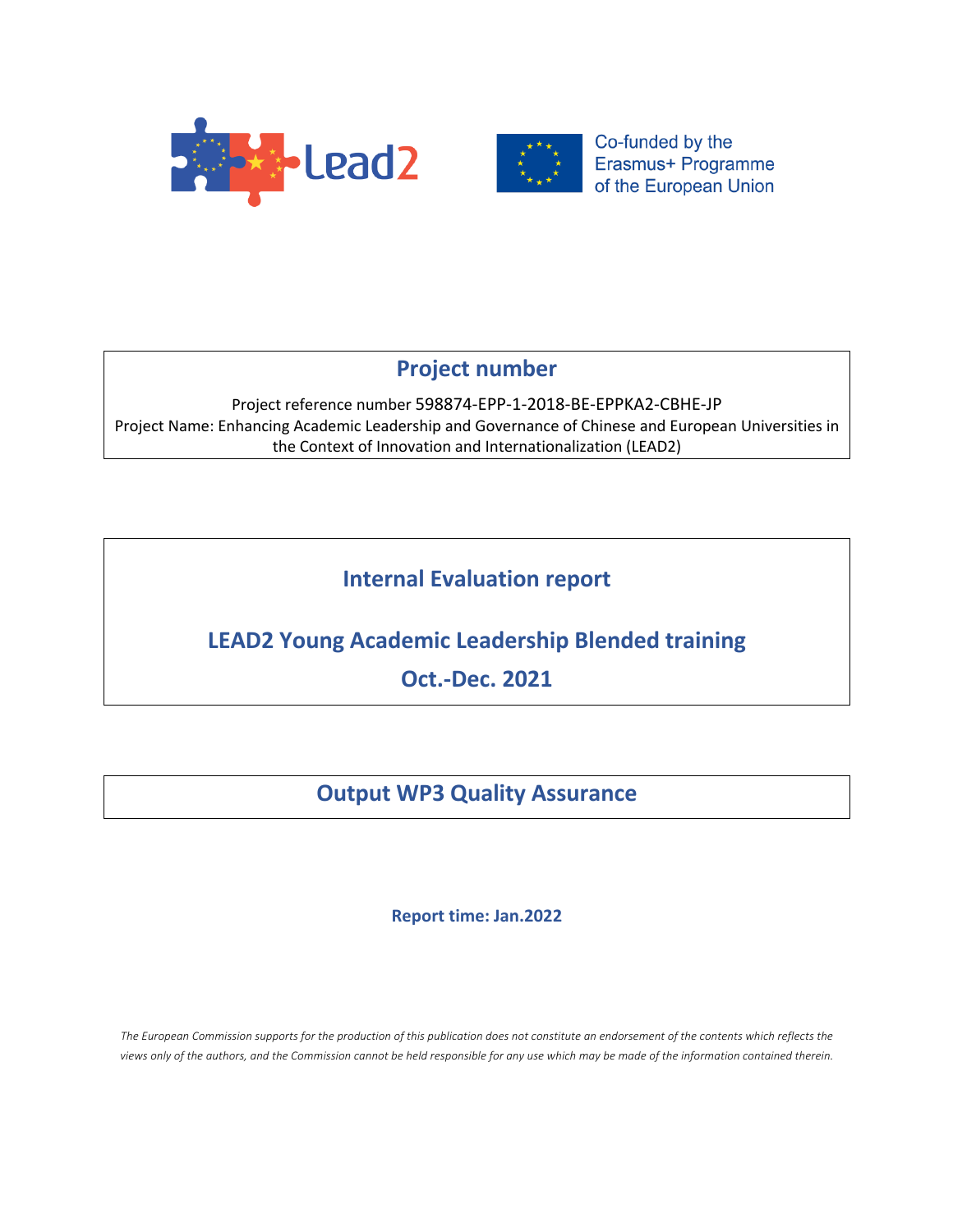Lead2

Co-funded by the Erasmus+ Programme of the European Union

## Project number

Project reference number 598874-EPP-1-2018-BE-EPPKA2-CBHE-JP
Project Name: Enhancing Academic Leadership and Governance of Chinese and European Universities in the Context of Innovation and Internationalization (LEAD2)

# Internal Evaluation report

# LEAD2 Young Academic Leadership Blended training

# Oct.-Dec. 2021

## Output WP3 Quality Assurance

**Report time: Jan.2022**

*The European Commission supports for the production of this publication does not constitute an endorsement of the contents which reflects the views only of the authors, and the Commission cannot be held responsible for any use which may be made of the information contained therein.*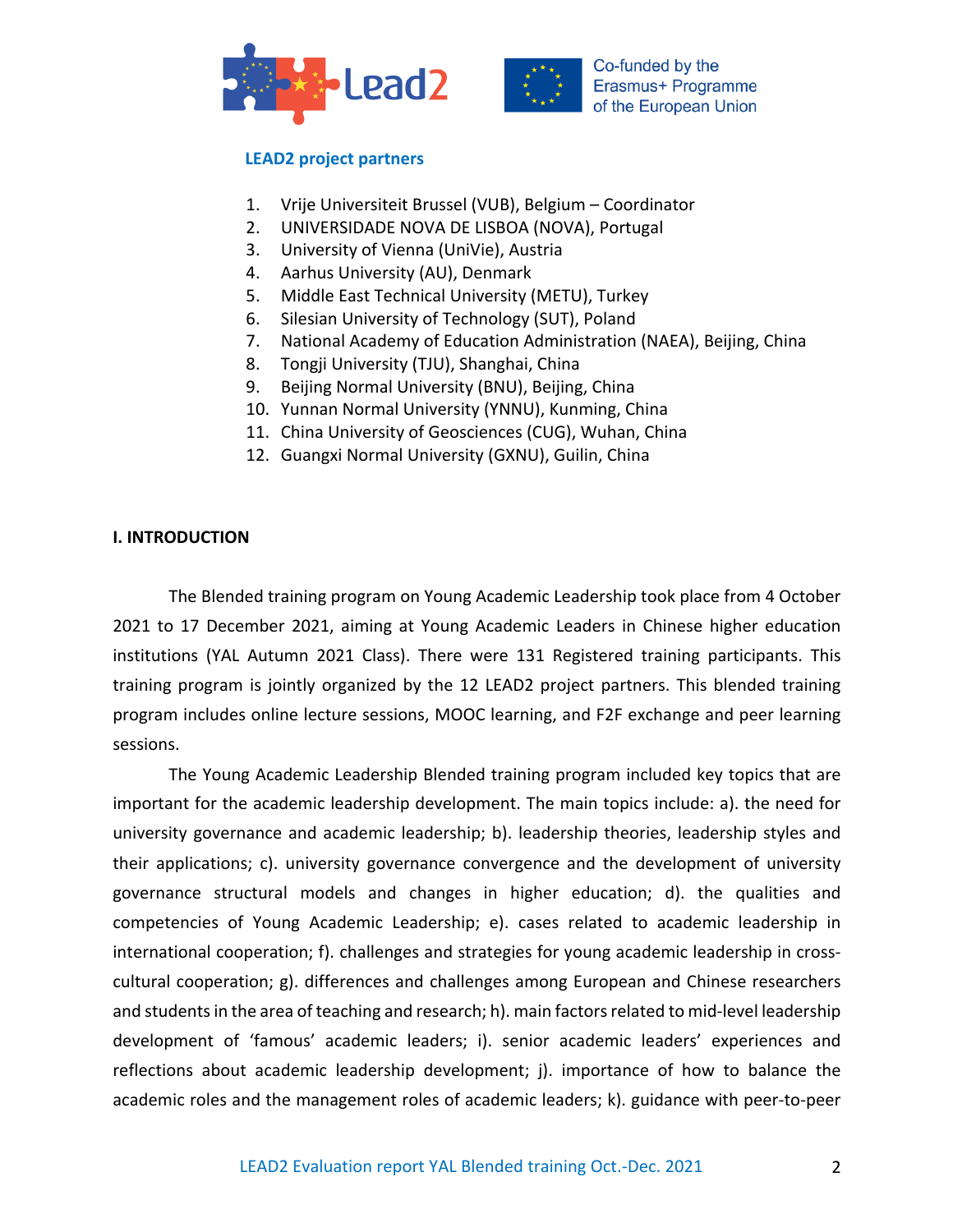### LEAD2 project partners

1. Vrije Universiteit Brussel (VUB), Belgium – Coordinator
2. UNIVERSIDADE NOVA DE LISBOA (NOVA), Portugal
3. University of Vienna (UniVie), Austria
4. Aarhus University (AU), Denmark
5. Middle East Technical University (METU), Turkey
6. Silesian University of Technology (SUT), Poland
7. National Academy of Education Administration (NAEA), Beijing, China
8. Tongji University (TJU), Shanghai, China
9. Beijing Normal University (BNU), Beijing, China
10. Yunnan Normal University (YNNU), Kunming, China
11. China University of Geosciences (CUG), Wuhan, China
12. Guangxi Normal University (GXNU), Guilin, China

## I. INTRODUCTION

The Blended training program on Young Academic Leadership took place from 4 October 2021 to 17 December 2021, aiming at Young Academic Leaders in Chinese higher education institutions (YAL Autumn 2021 Class). There were 131 Registered training participants. This training program is jointly organized by the 12 LEAD2 project partners. This blended training program includes online lecture sessions, MOOC learning, and F2F exchange and peer learning sessions.

The Young Academic Leadership Blended training program included key topics that are important for the academic leadership development. The main topics include: a). the need for university governance and academic leadership; b). leadership theories, leadership styles and their applications; c). university governance convergence and the development of university governance structural models and changes in higher education; d). the qualities and competencies of Young Academic Leadership; e). cases related to academic leadership in international cooperation; f). challenges and strategies for young academic leadership in cross-cultural cooperation; g). differences and challenges among European and Chinese researchers and students in the area of teaching and research; h). main factors related to mid-level leadership development of 'famous' academic leaders; i). senior academic leaders' experiences and reflections about academic leadership development; j). importance of how to balance the academic roles and the management roles of academic leaders; k). guidance with peer-to-peer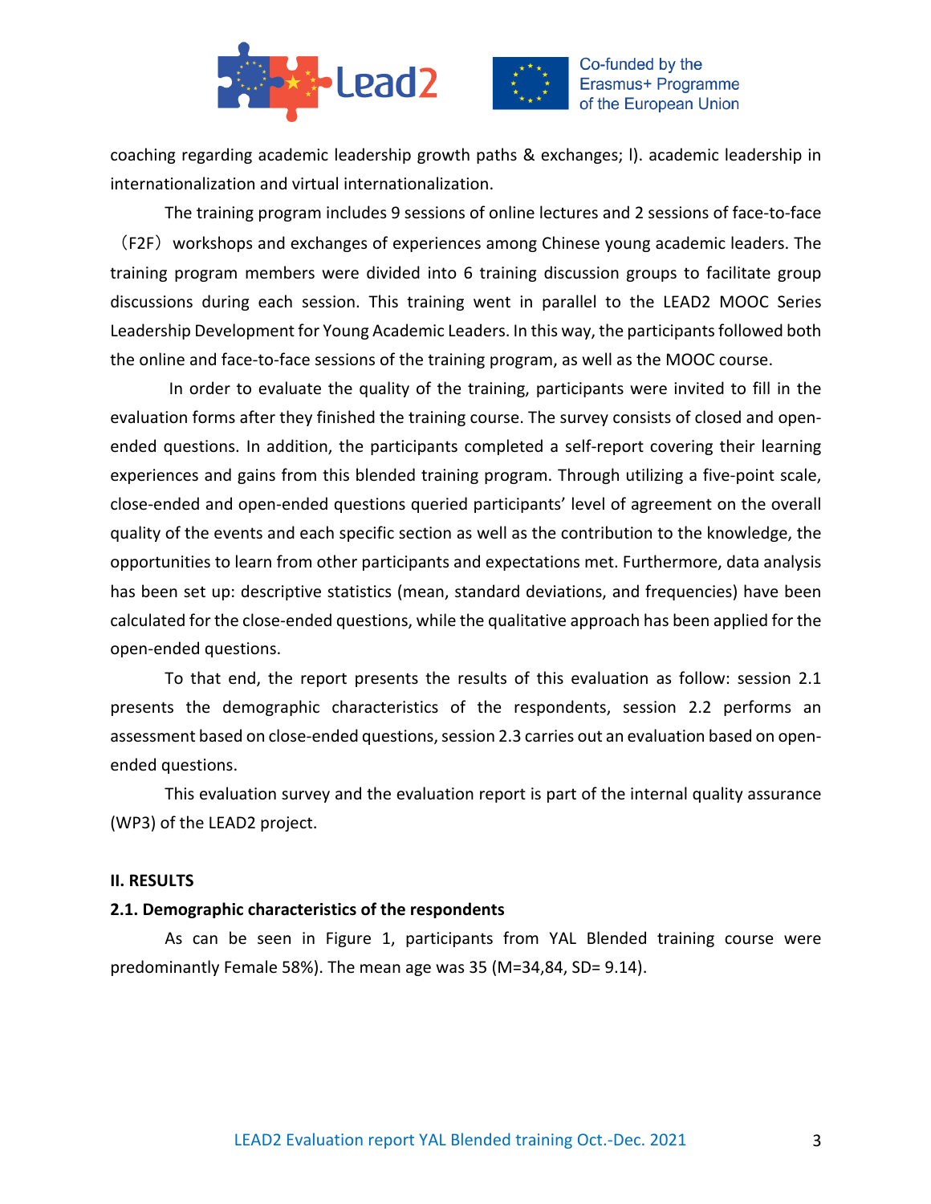coaching regarding academic leadership growth paths & exchanges; l). academic leadership in internationalization and virtual internationalization.

The training program includes 9 sessions of online lectures and 2 sessions of face-to-face （F2F）workshops and exchanges of experiences among Chinese young academic leaders. The training program members were divided into 6 training discussion groups to facilitate group discussions during each session. This training went in parallel to the LEAD2 MOOC Series Leadership Development for Young Academic Leaders. In this way, the participants followed both the online and face-to-face sessions of the training program, as well as the MOOC course.

In order to evaluate the quality of the training, participants were invited to fill in the evaluation forms after they finished the training course. The survey consists of closed and open-ended questions. In addition, the participants completed a self-report covering their learning experiences and gains from this blended training program. Through utilizing a five-point scale, close-ended and open-ended questions queried participants' level of agreement on the overall quality of the events and each specific section as well as the contribution to the knowledge, the opportunities to learn from other participants and expectations met. Furthermore, data analysis has been set up: descriptive statistics (mean, standard deviations, and frequencies) have been calculated for the close-ended questions, while the qualitative approach has been applied for the open-ended questions.

To that end, the report presents the results of this evaluation as follow: session 2.1 presents the demographic characteristics of the respondents, session 2.2 performs an assessment based on close-ended questions, session 2.3 carries out an evaluation based on open-ended questions.

This evaluation survey and the evaluation report is part of the internal quality assurance (WP3) of the LEAD2 project.

## II. RESULTS

### 2.1. Demographic characteristics of the respondents

As can be seen in Figure 1, participants from YAL Blended training course were predominantly Female 58%). The mean age was 35 (M=34,84, SD= 9.14).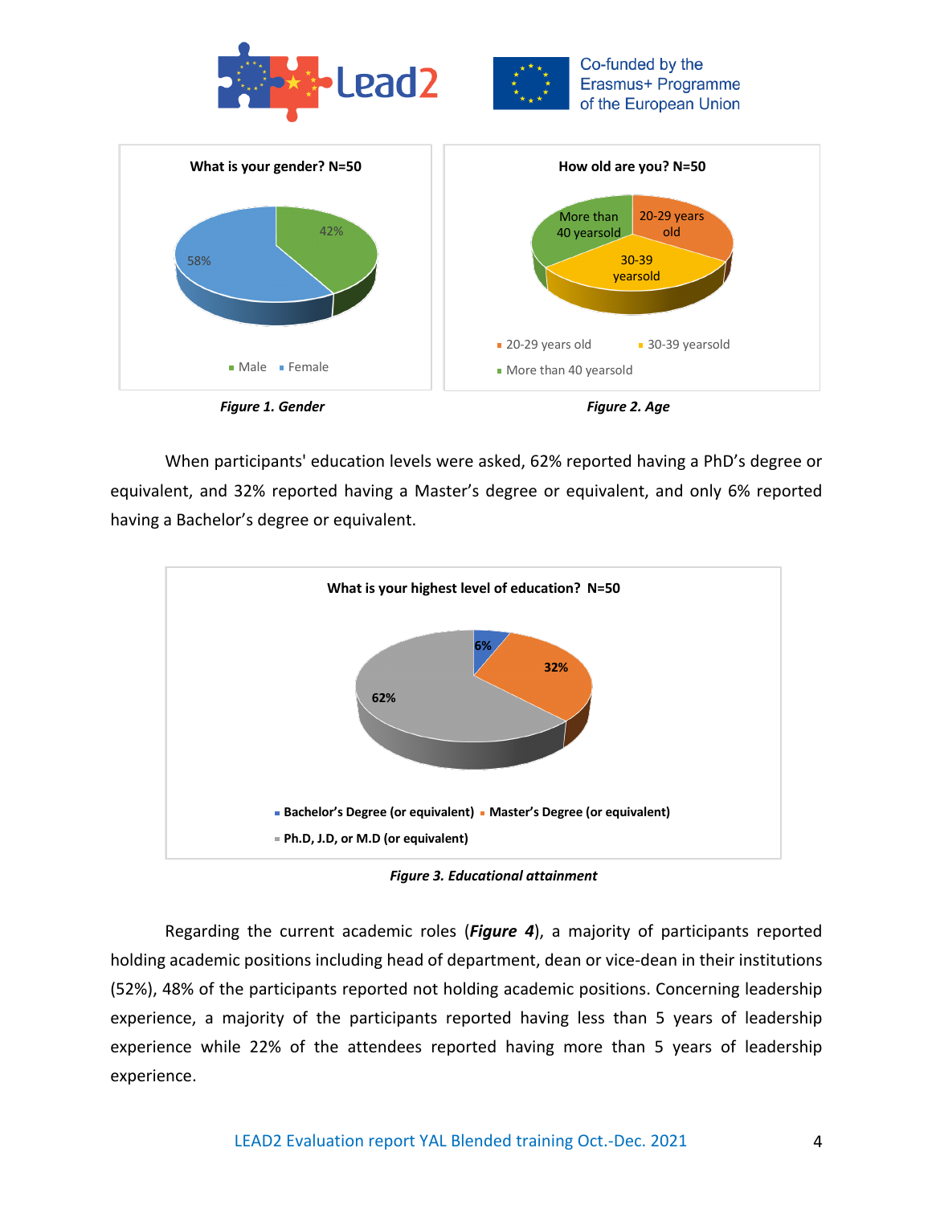*Figure 1. Gender*

*Figure 2. Age*

When participants' education levels were asked, 62% reported having a PhD's degree or equivalent, and 32% reported having a Master's degree or equivalent, and only 6% reported having a Bachelor's degree or equivalent.

*Figure 3. Educational attainment*

Regarding the current academic roles (***Figure 4***), a majority of participants reported holding academic positions including head of department, dean or vice-dean in their institutions (52%), 48% of the participants reported not holding academic positions. Concerning leadership experience, a majority of the participants reported having less than 5 years of leadership experience while 22% of the attendees reported having more than 5 years of leadership experience.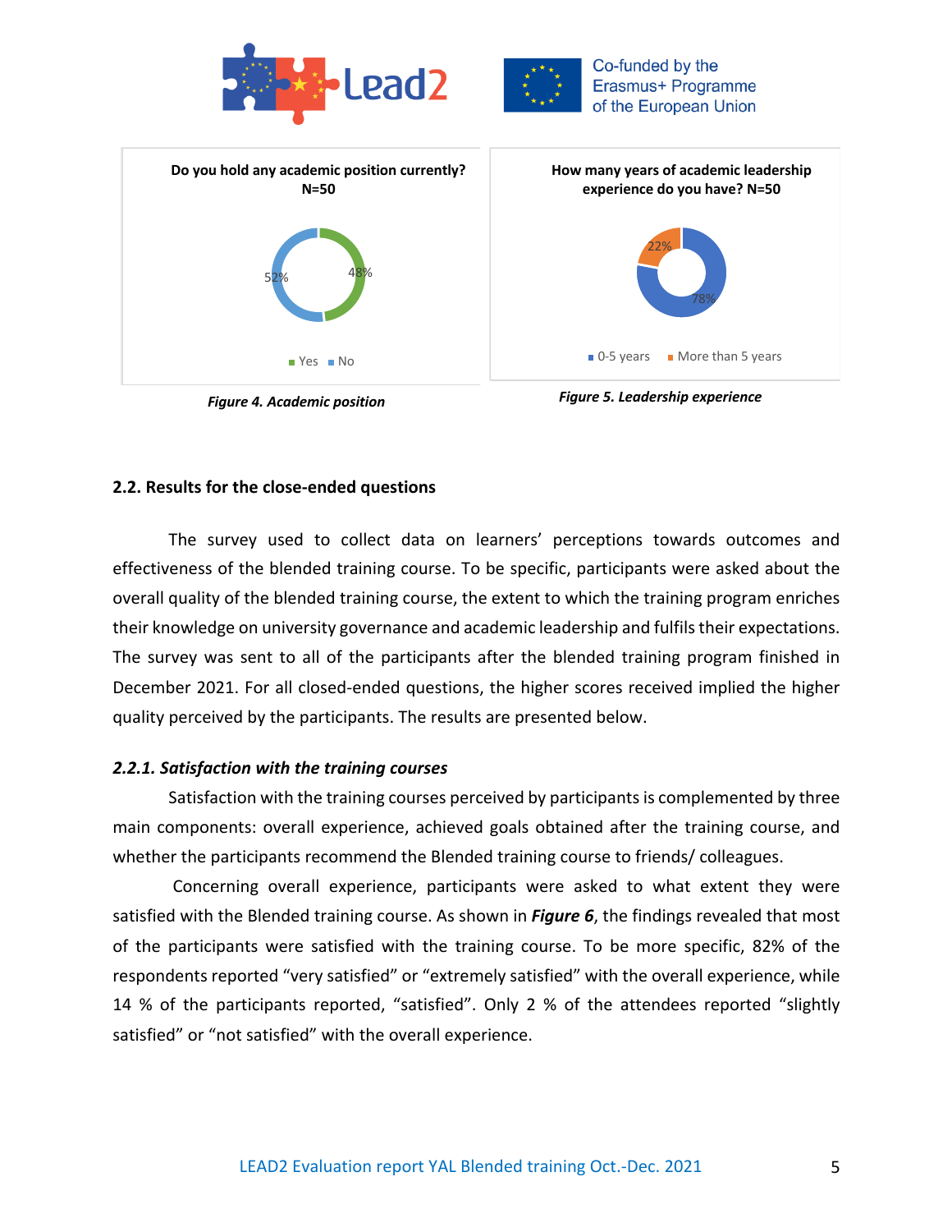**Do you hold any academic position currently? N=50**

52% | 48%

Yes | No

*Figure 4. Academic position*

**How many years of academic leadership experience do you have? N=50**

22% | 78%

0-5 years | More than 5 years

*Figure 5. Leadership experience*

### 2.2. Results for the close-ended questions

The survey used to collect data on learners' perceptions towards outcomes and effectiveness of the blended training course. To be specific, participants were asked about the overall quality of the blended training course, the extent to which the training program enriches their knowledge on university governance and academic leadership and fulfils their expectations. The survey was sent to all of the participants after the blended training program finished in December 2021. For all closed-ended questions, the higher scores received implied the higher quality perceived by the participants. The results are presented below.

#### *2.2.1. Satisfaction with the training courses*

Satisfaction with the training courses perceived by participants is complemented by three main components: overall experience, achieved goals obtained after the training course, and whether the participants recommend the Blended training course to friends/ colleagues.

Concerning overall experience, participants were asked to what extent they were satisfied with the Blended training course. As shown in ***Figure 6***, the findings revealed that most of the participants were satisfied with the training course. To be more specific, 82% of the respondents reported "very satisfied" or "extremely satisfied" with the overall experience, while 14 % of the participants reported, "satisfied". Only 2 % of the attendees reported "slightly satisfied" or "not satisfied" with the overall experience.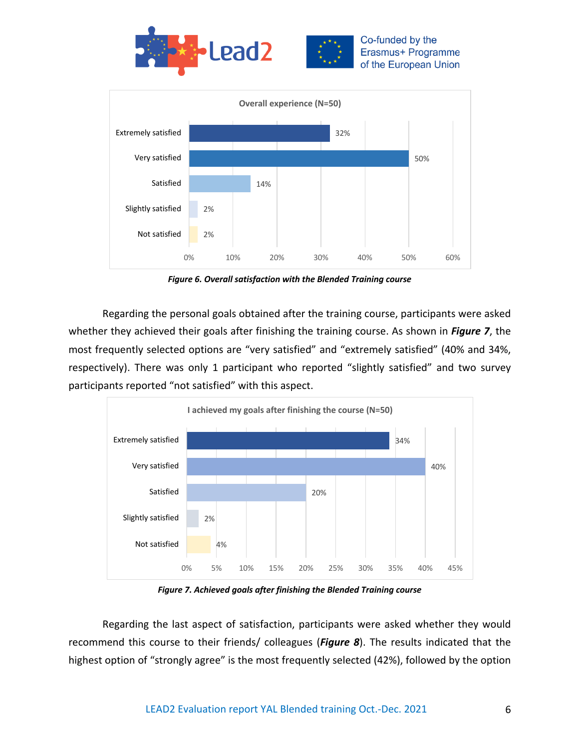**Overall experience (N=50)**

| Response | Percentage |
| --- | --- |
| Extremely satisfied | 32% |
| Very satisfied | 50% |
| Satisfied | 14% |
| Slightly satisfied | 2% |
| Not satisfied | 2% |

***Figure 6. Overall satisfaction with the Blended Training course***

Regarding the personal goals obtained after the training course, participants were asked whether they achieved their goals after finishing the training course. As shown in ***Figure 7***, the most frequently selected options are "very satisfied" and "extremely satisfied" (40% and 34%, respectively). There was only 1 participant who reported "slightly satisfied" and two survey participants reported "not satisfied" with this aspect.

**I achieved my goals after finishing the course (N=50)**

| Response | Percentage |
| --- | --- |
| Extremely satisfied | 34% |
| Very satisfied | 40% |
| Satisfied | 20% |
| Slightly satisfied | 2% |
| Not satisfied | 4% |

***Figure 7. Achieved goals after finishing the Blended Training course***

Regarding the last aspect of satisfaction, participants were asked whether they would recommend this course to their friends/ colleagues (***Figure 8***). The results indicated that the highest option of "strongly agree" is the most frequently selected (42%), followed by the option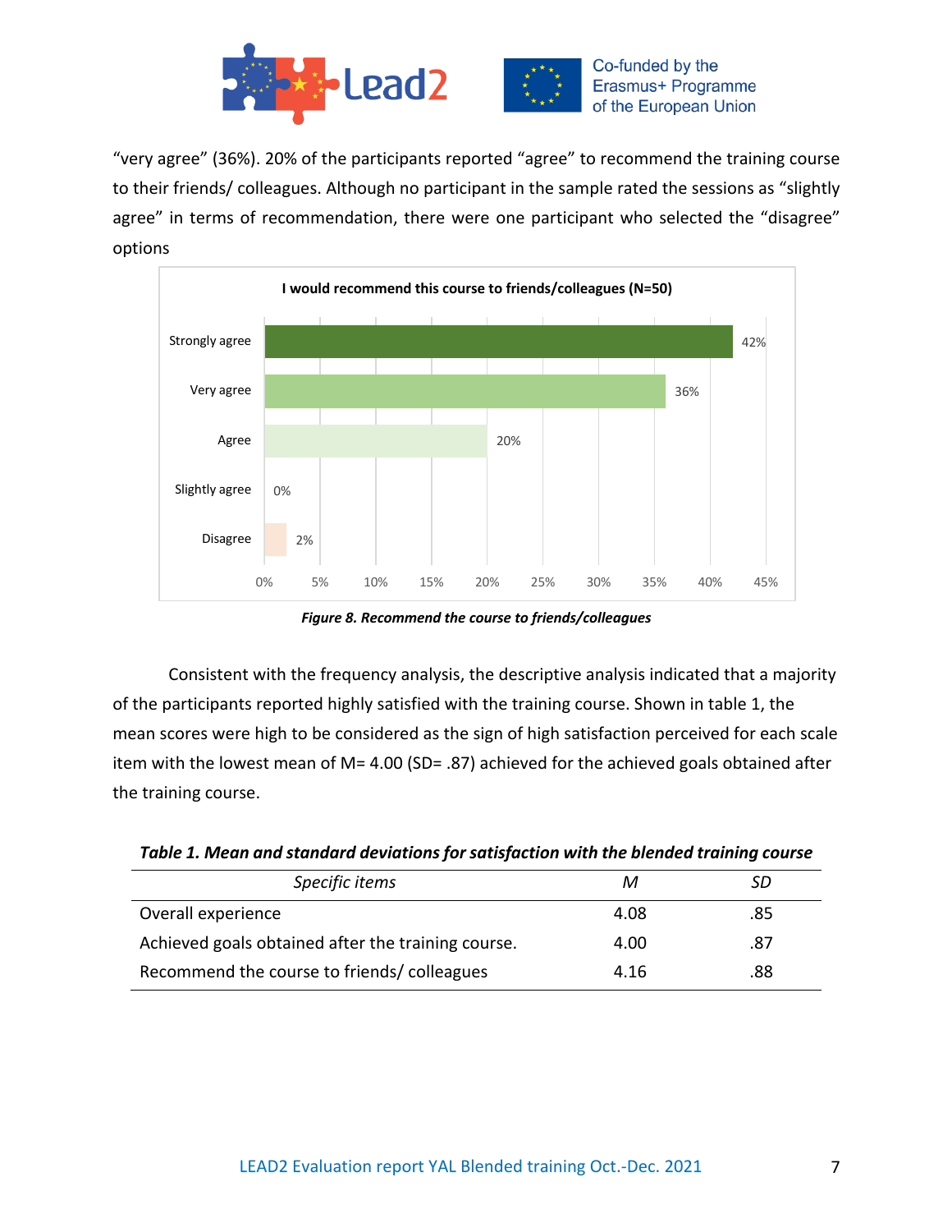"very agree" (36%). 20% of the participants reported "agree" to recommend the training course to their friends/ colleagues. Although no participant in the sample rated the sessions as "slightly agree" in terms of recommendation, there were one participant who selected the "disagree" options

**I would recommend this course to friends/colleagues (N=50)**

| Response | Percentage |
|---|---|
| Strongly agree | 42% |
| Very agree | 36% |
| Agree | 20% |
| Slightly agree | 0% |
| Disagree | 2% |

***Figure 8. Recommend the course to friends/colleagues***

Consistent with the frequency analysis, the descriptive analysis indicated that a majority of the participants reported highly satisfied with the training course. Shown in table 1, the mean scores were high to be considered as the sign of high satisfaction perceived for each scale item with the lowest mean of M= 4.00 (SD= .87) achieved for the achieved goals obtained after the training course.

***Table 1. Mean and standard deviations for satisfaction with the blended training course***

| *Specific items* | *M* | *SD* |
|---|---|---|
| Overall experience | 4.08 | .85 |
| Achieved goals obtained after the training course. | 4.00 | .87 |
| Recommend the course to friends/ colleagues | 4.16 | .88 |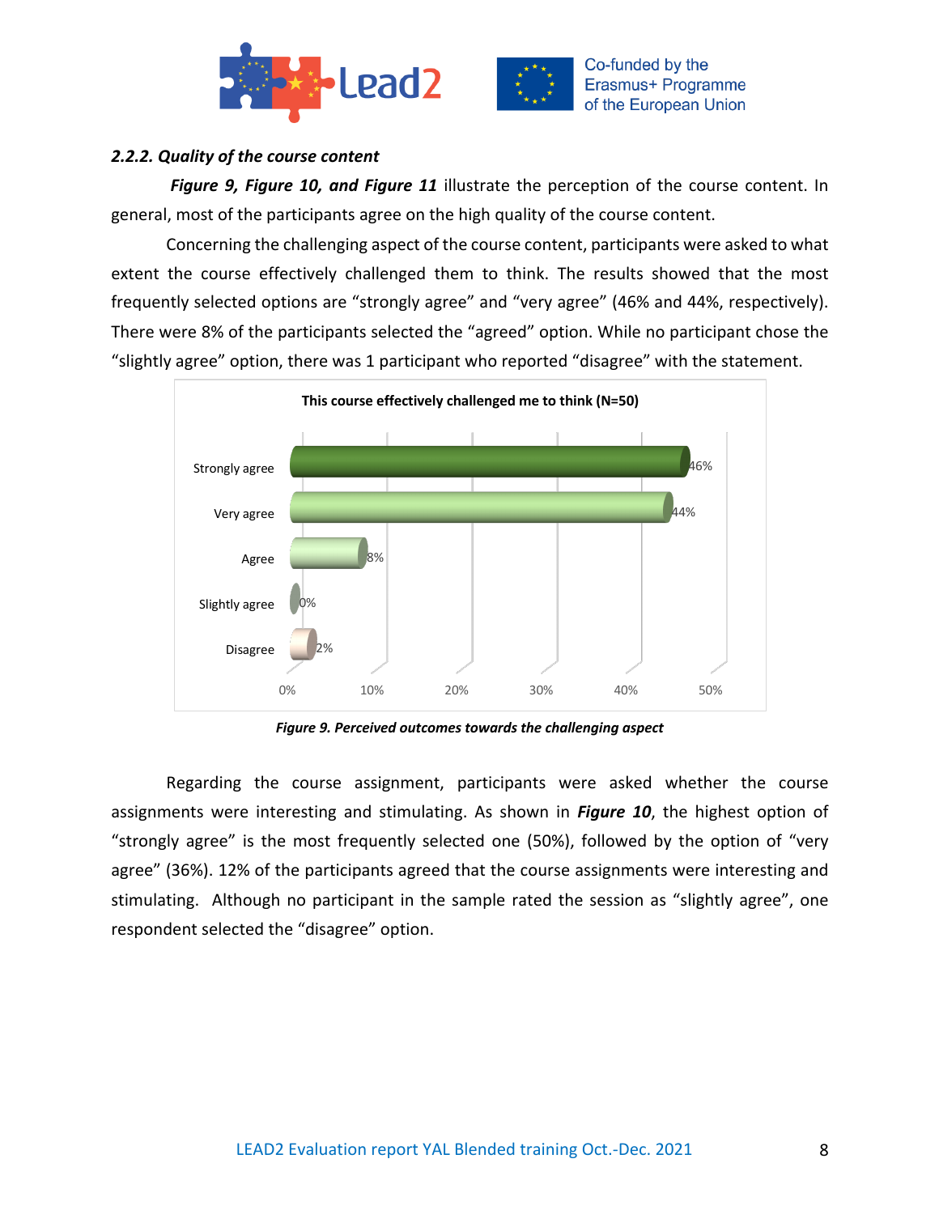### *2.2.2. Quality of the course content*

***Figure 9, Figure 10, and Figure 11*** illustrate the perception of the course content. In general, most of the participants agree on the high quality of the course content.

Concerning the challenging aspect of the course content, participants were asked to what extent the course effectively challenged them to think. The results showed that the most frequently selected options are "strongly agree" and "very agree" (46% and 44%, respectively). There were 8% of the participants selected the "agreed" option. While no participant chose the "slightly agree" option, there was 1 participant who reported "disagree" with the statement.

**This course effectively challenged me to think (N=50)**

| Response | Percentage |
|---|---|
| Strongly agree | 46% |
| Very agree | 44% |
| Agree | 8% |
| Slightly agree | 0% |
| Disagree | 2% |

***Figure 9. Perceived outcomes towards the challenging aspect***

Regarding the course assignment, participants were asked whether the course assignments were interesting and stimulating. As shown in ***Figure 10***, the highest option of "strongly agree" is the most frequently selected one (50%), followed by the option of "very agree" (36%). 12% of the participants agreed that the course assignments were interesting and stimulating. Although no participant in the sample rated the session as "slightly agree", one respondent selected the "disagree" option.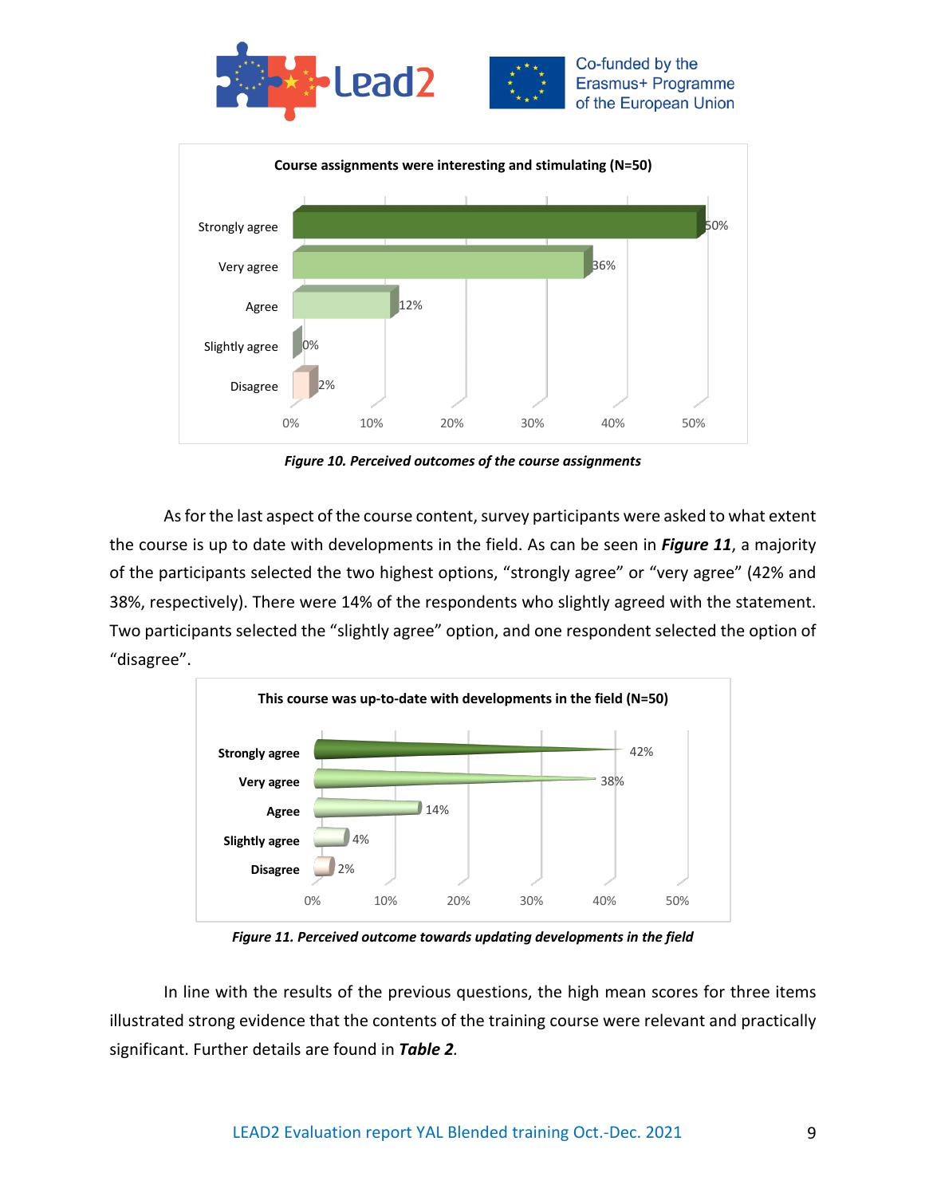Course assignments were interesting and stimulating (N=50)

| Response | % |
|---|---|
| Strongly agree | 50% |
| Very agree | 36% |
| Agree | 12% |
| Slightly agree | 0% |
| Disagree | 2% |

***Figure 10. Perceived outcomes of the course assignments***

As for the last aspect of the course content, survey participants were asked to what extent the course is up to date with developments in the field. As can be seen in ***Figure 11***, a majority of the participants selected the two highest options, "strongly agree" or "very agree" (42% and 38%, respectively). There were 14% of the respondents who slightly agreed with the statement. Two participants selected the "slightly agree" option, and one respondent selected the option of "disagree".

This course was up-to-date with developments in the field (N=50)

| Response | % |
|---|---|
| Strongly agree | 42% |
| Very agree | 38% |
| Agree | 14% |
| Slightly agree | 4% |
| Disagree | 2% |

***Figure 11. Perceived outcome towards updating developments in the field***

In line with the results of the previous questions, the high mean scores for three items illustrated strong evidence that the contents of the training course were relevant and practically significant. Further details are found in ***Table 2***.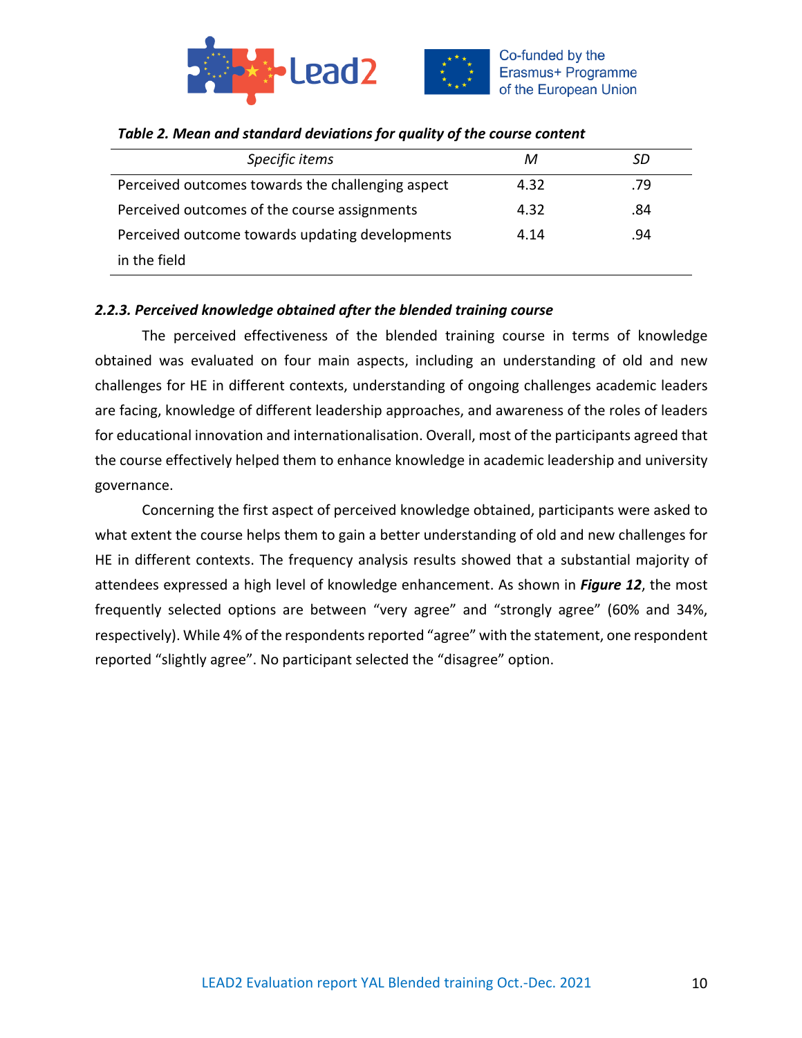*Table 2. Mean and standard deviations for quality of the course content*

| *Specific items* | *M* | *SD* |
|---|---|---|
| Perceived outcomes towards the challenging aspect | 4.32 | .79 |
| Perceived outcomes of the course assignments | 4.32 | .84 |
| Perceived outcome towards updating developments in the field | 4.14 | .94 |

#### *2.2.3. Perceived knowledge obtained after the blended training course*

The perceived effectiveness of the blended training course in terms of knowledge obtained was evaluated on four main aspects, including an understanding of old and new challenges for HE in different contexts, understanding of ongoing challenges academic leaders are facing, knowledge of different leadership approaches, and awareness of the roles of leaders for educational innovation and internationalisation. Overall, most of the participants agreed that the course effectively helped them to enhance knowledge in academic leadership and university governance.

Concerning the first aspect of perceived knowledge obtained, participants were asked to what extent the course helps them to gain a better understanding of old and new challenges for HE in different contexts. The frequency analysis results showed that a substantial majority of attendees expressed a high level of knowledge enhancement. As shown in ***Figure 12***, the most frequently selected options are between "very agree" and "strongly agree" (60% and 34%, respectively). While 4% of the respondents reported "agree" with the statement, one respondent reported "slightly agree". No participant selected the "disagree" option.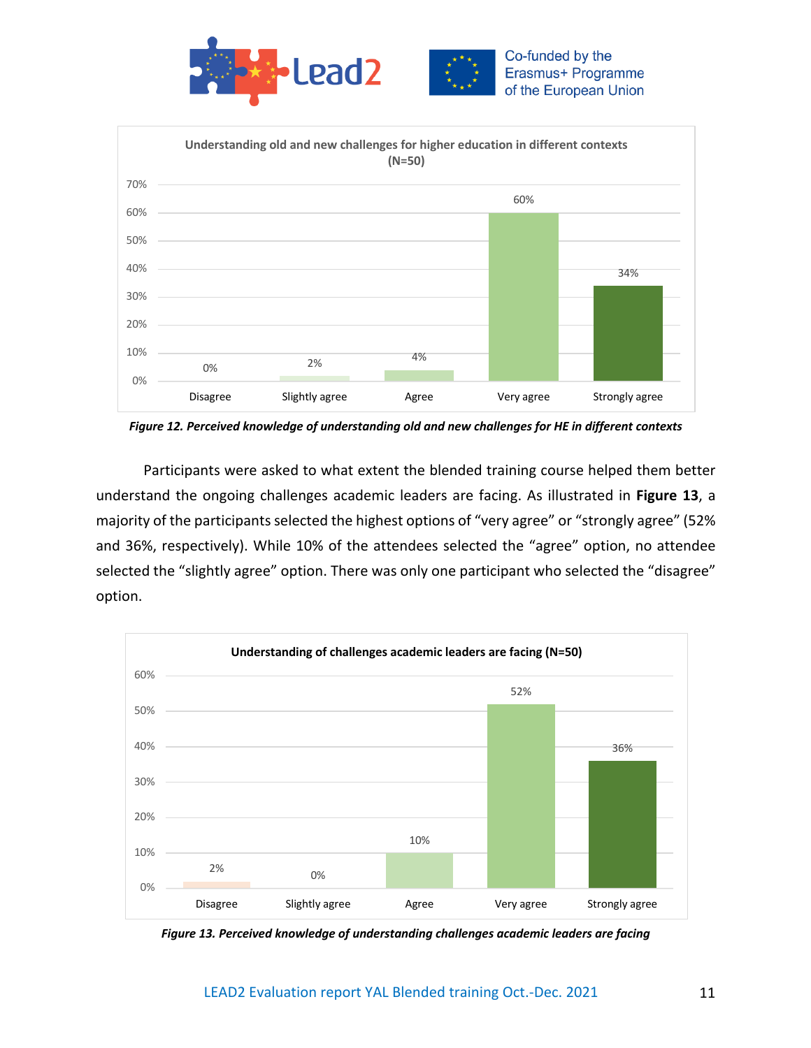**Understanding old and new challenges for higher education in different contexts (N=50)**

| Disagree | Slightly agree | Agree | Very agree | Strongly agree |
|---|---|---|---|---|
| 0% | 2% | 4% | 60% | 34% |

*Figure 12. Perceived knowledge of understanding old and new challenges for HE in different contexts*

Participants were asked to what extent the blended training course helped them better understand the ongoing challenges academic leaders are facing. As illustrated in **Figure 13**, a majority of the participants selected the highest options of “very agree” or “strongly agree” (52% and 36%, respectively). While 10% of the attendees selected the “agree” option, no attendee selected the “slightly agree” option. There was only one participant who selected the “disagree” option.

**Understanding of challenges academic leaders are facing (N=50)**

| Disagree | Slightly agree | Agree | Very agree | Strongly agree |
|---|---|---|---|---|
| 2% | 0% | 10% | 52% | 36% |

*Figure 13. Perceived knowledge of understanding challenges academic leaders are facing*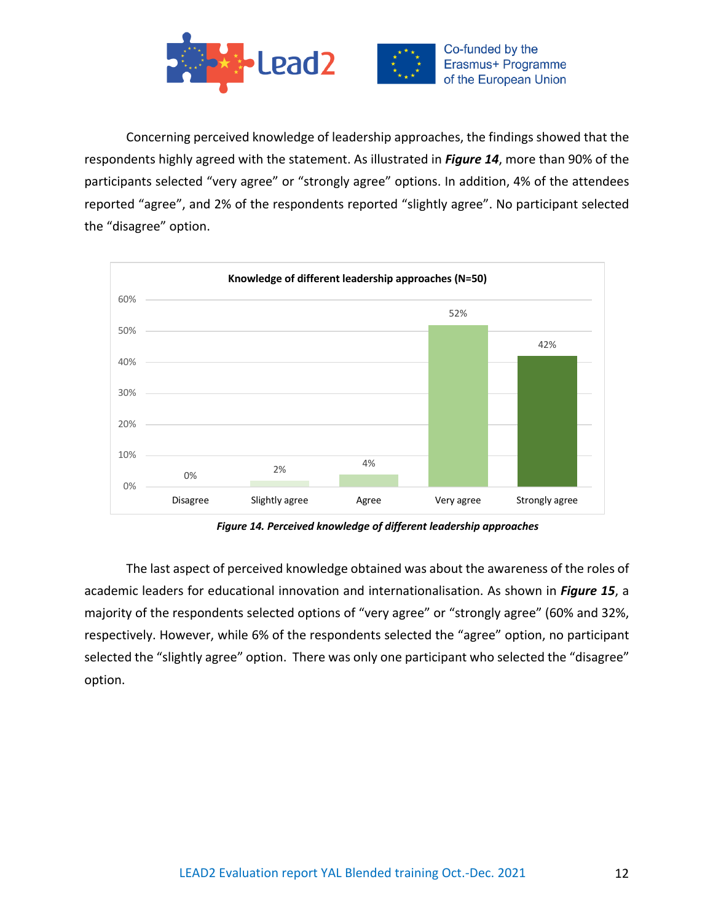Concerning perceived knowledge of leadership approaches, the findings showed that the respondents highly agreed with the statement. As illustrated in ***Figure 14***, more than 90% of the participants selected “very agree” or “strongly agree” options. In addition, 4% of the attendees reported “agree”, and 2% of the respondents reported “slightly agree”. No participant selected the “disagree” option.

**Knowledge of different leadership approaches (N=50)**

| Disagree | Slightly agree | Agree | Very agree | Strongly agree |
|---|---|---|---|---|
| 0% | 2% | 4% | 52% | 42% |

***Figure 14. Perceived knowledge of different leadership approaches***

The last aspect of perceived knowledge obtained was about the awareness of the roles of academic leaders for educational innovation and internationalisation. As shown in ***Figure 15***, a majority of the respondents selected options of “very agree” or “strongly agree” (60% and 32%, respectively. However, while 6% of the respondents selected the “agree” option, no participant selected the “slightly agree” option. There was only one participant who selected the “disagree” option.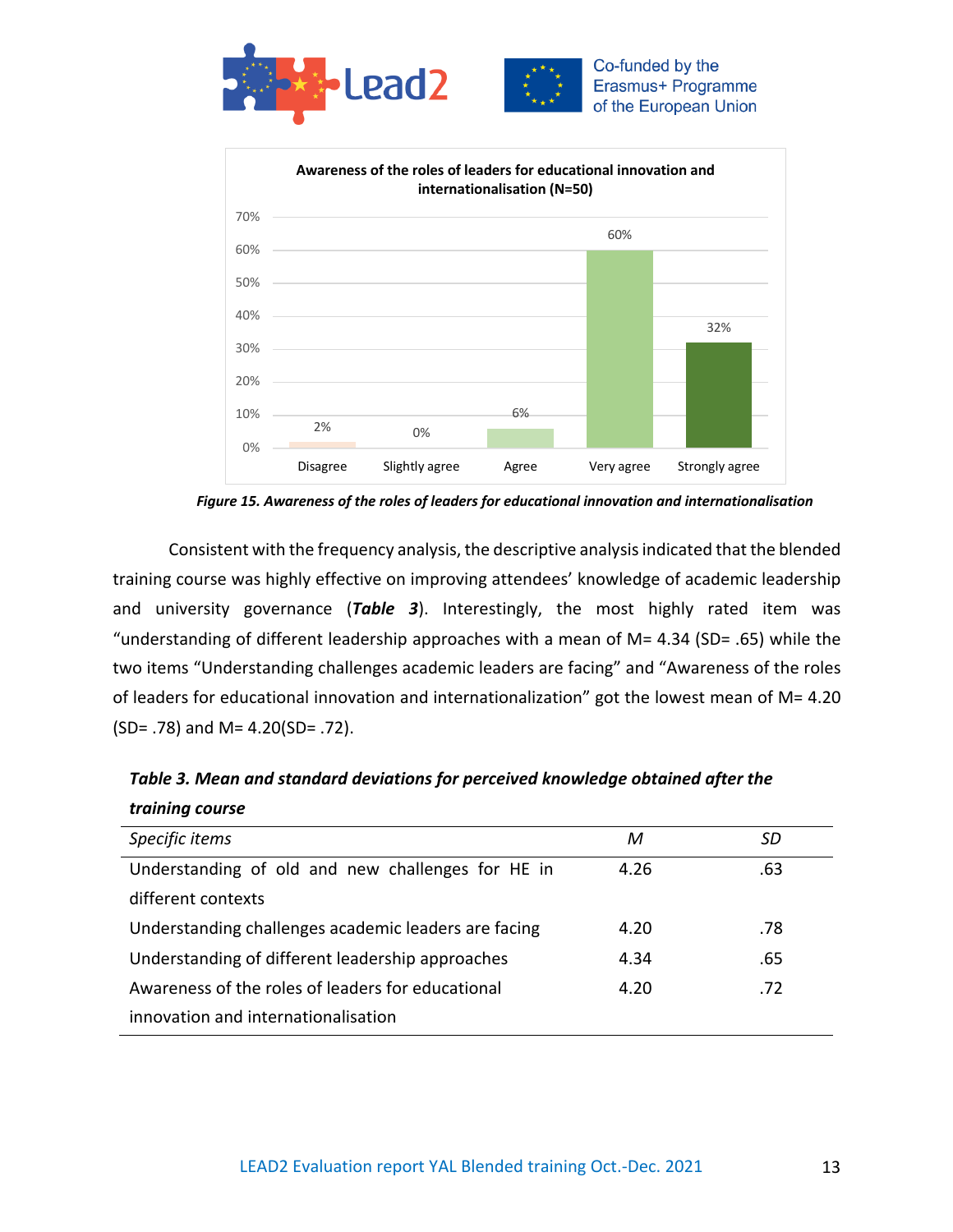**Figure 15. Awareness of the roles of leaders for educational innovation and internationalisation**

Consistent with the frequency analysis, the descriptive analysis indicated that the blended training course was highly effective on improving attendees' knowledge of academic leadership and university governance (***Table 3***). Interestingly, the most highly rated item was "understanding of different leadership approaches with a mean of M= 4.34 (SD= .65) while the two items "Understanding challenges academic leaders are facing" and "Awareness of the roles of leaders for educational innovation and internationalization" got the lowest mean of M= 4.20 (SD= .78) and M= 4.20(SD= .72).

***Table 3. Mean and standard deviations for perceived knowledge obtained after the training course***

| *Specific items* | *M* | *SD* |
|---|---|---|
| Understanding of old and new challenges for HE in different contexts | 4.26 | .63 |
| Understanding challenges academic leaders are facing | 4.20 | .78 |
| Understanding of different leadership approaches | 4.34 | .65 |
| Awareness of the roles of leaders for educational innovation and internationalisation | 4.20 | .72 |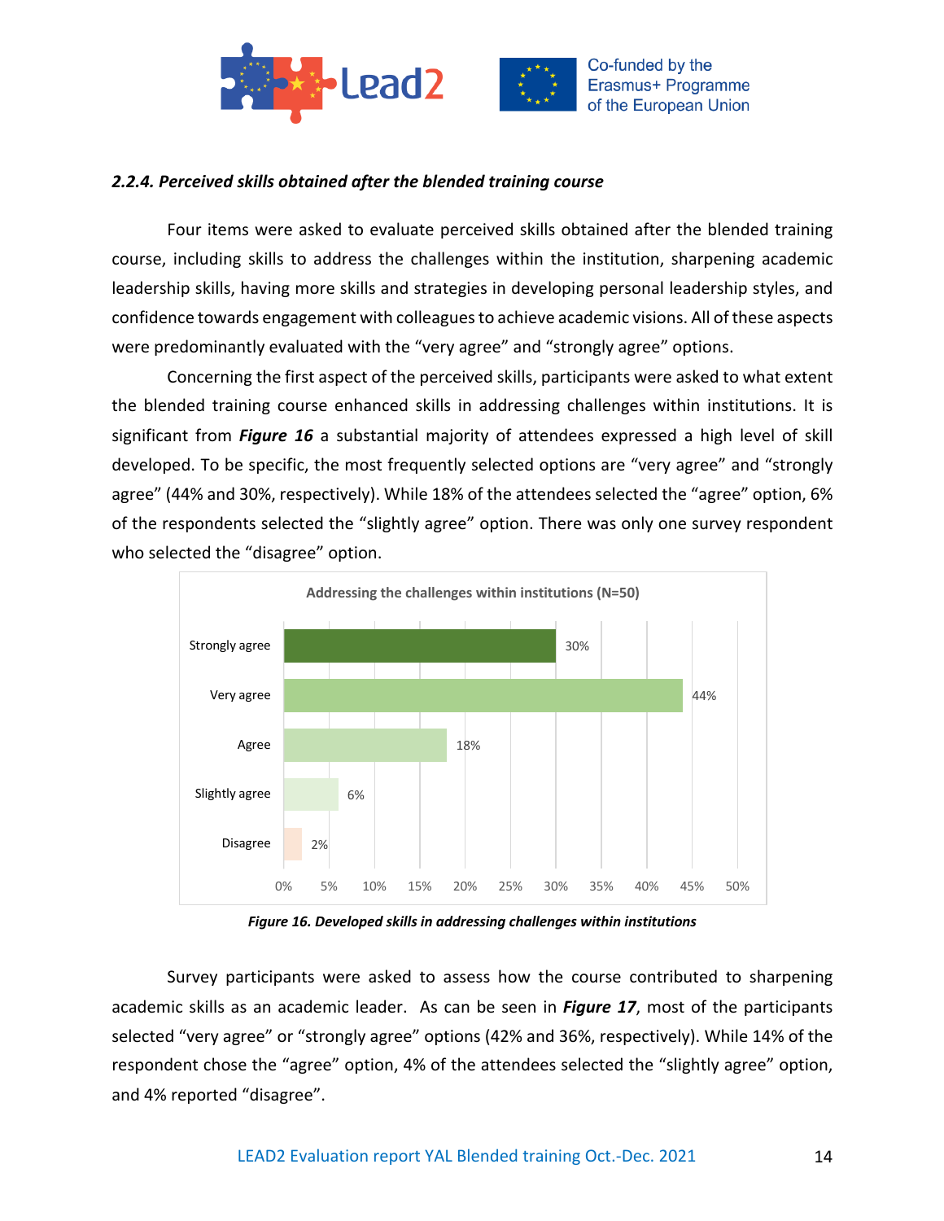### *2.2.4. Perceived skills obtained after the blended training course*

Four items were asked to evaluate perceived skills obtained after the blended training course, including skills to address the challenges within the institution, sharpening academic leadership skills, having more skills and strategies in developing personal leadership styles, and confidence towards engagement with colleagues to achieve academic visions. All of these aspects were predominantly evaluated with the "very agree" and "strongly agree" options.

Concerning the first aspect of the perceived skills, participants were asked to what extent the blended training course enhanced skills in addressing challenges within institutions. It is significant from ***Figure 16*** a substantial majority of attendees expressed a high level of skill developed. To be specific, the most frequently selected options are "very agree" and "strongly agree" (44% and 30%, respectively). While 18% of the attendees selected the "agree" option, 6% of the respondents selected the "slightly agree" option. There was only one survey respondent who selected the "disagree" option.

**Addressing the challenges within institutions (N=50)**

| Response | Percentage |
|---|---|
| Strongly agree | 30% |
| Very agree | 44% |
| Agree | 18% |
| Slightly agree | 6% |
| Disagree | 2% |

***Figure 16. Developed skills in addressing challenges within institutions***

Survey participants were asked to assess how the course contributed to sharpening academic skills as an academic leader. As can be seen in ***Figure 17***, most of the participants selected "very agree" or "strongly agree" options (42% and 36%, respectively). While 14% of the respondent chose the "agree" option, 4% of the attendees selected the "slightly agree" option, and 4% reported "disagree".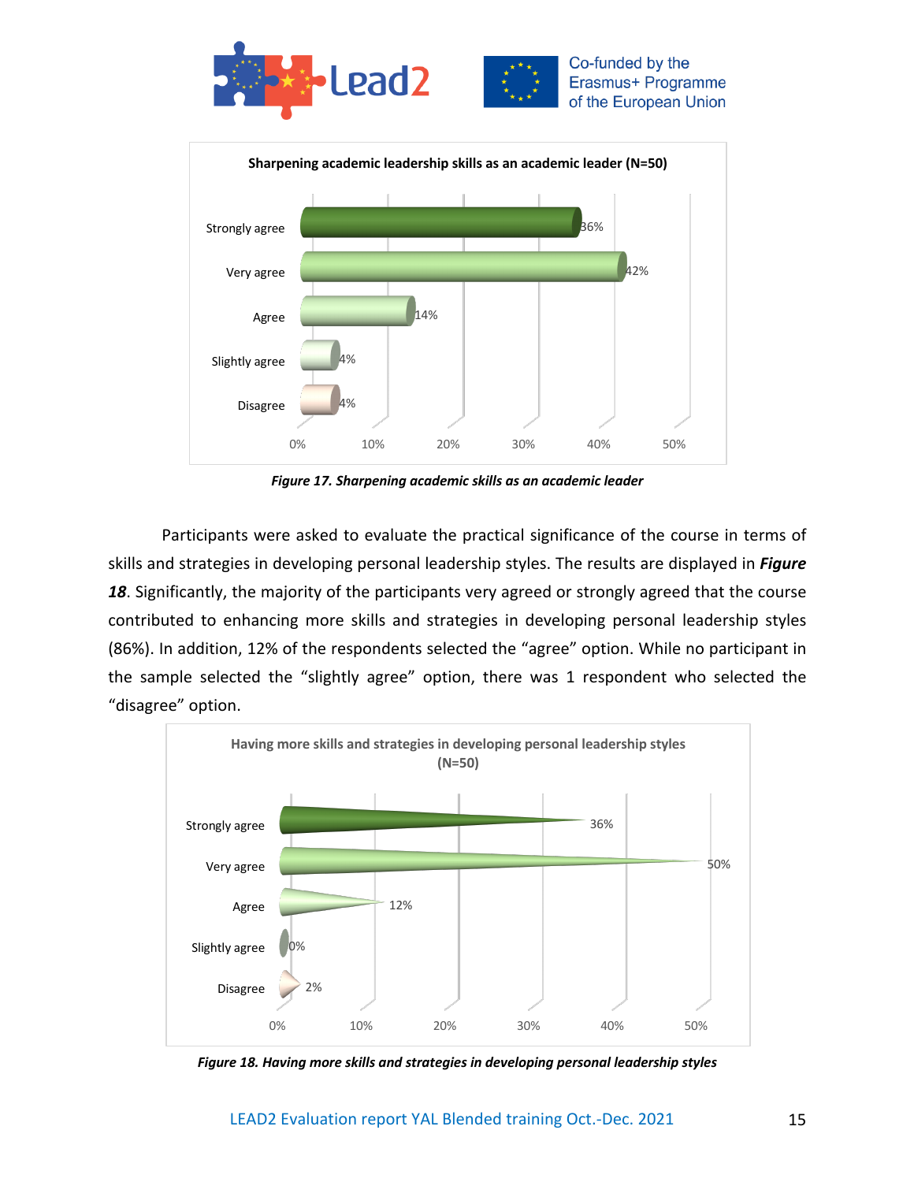**Sharpening academic leadership skills as an academic leader (N=50)**

| Response | Percentage |
|---|---|
| Strongly agree | 36% |
| Very agree | 42% |
| Agree | 14% |
| Slightly agree | 4% |
| Disagree | 4% |

*Figure 17. Sharpening academic skills as an academic leader*

Participants were asked to evaluate the practical significance of the course in terms of skills and strategies in developing personal leadership styles. The results are displayed in ***Figure 18***. Significantly, the majority of the participants very agreed or strongly agreed that the course contributed to enhancing more skills and strategies in developing personal leadership styles (86%). In addition, 12% of the respondents selected the "agree" option. While no participant in the sample selected the "slightly agree" option, there was 1 respondent who selected the "disagree" option.

**Having more skills and strategies in developing personal leadership styles (N=50)**

| Response | Percentage |
|---|---|
| Strongly agree | 36% |
| Very agree | 50% |
| Agree | 12% |
| Slightly agree | 0% |
| Disagree | 2% |

***Figure 18. Having more skills and strategies in developing personal leadership styles***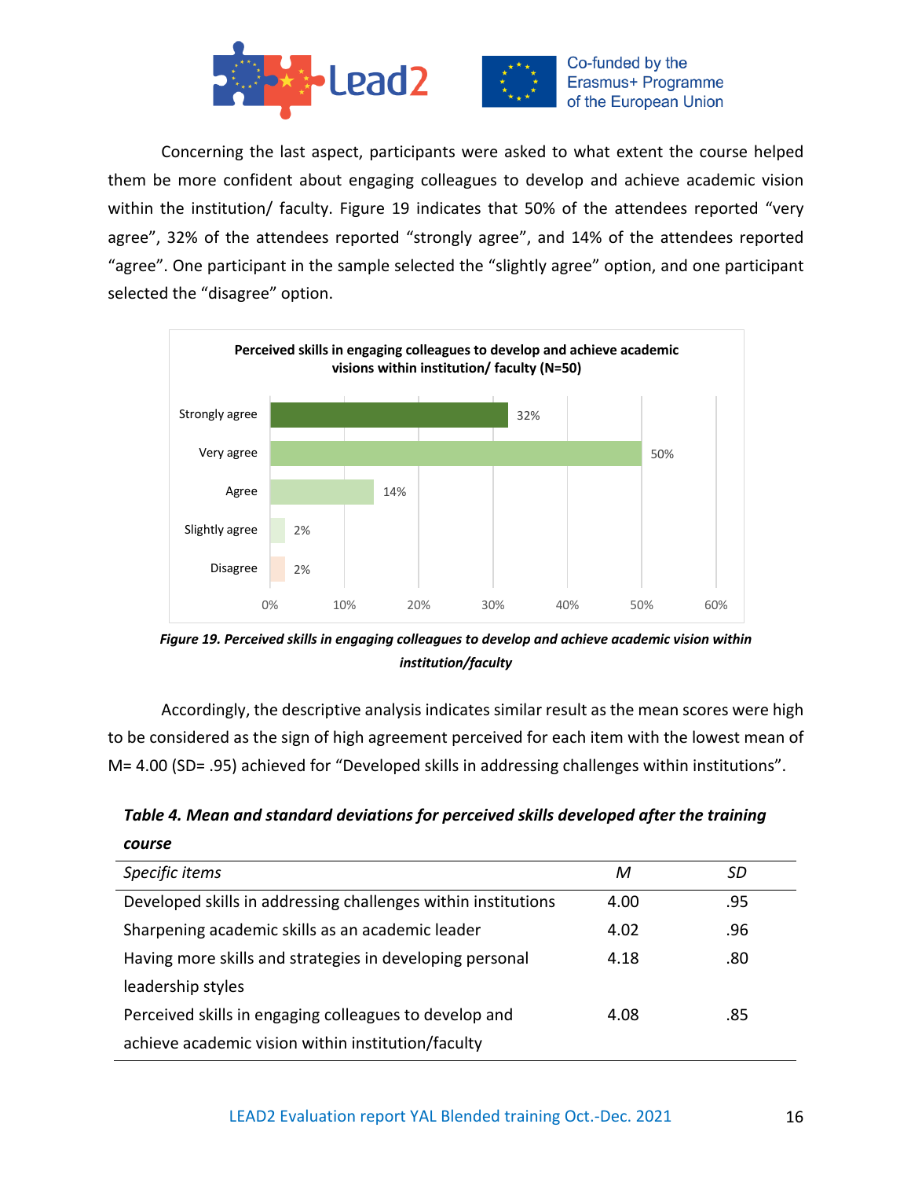Concerning the last aspect, participants were asked to what extent the course helped them be more confident about engaging colleagues to develop and achieve academic vision within the institution/ faculty. Figure 19 indicates that 50% of the attendees reported "very agree", 32% of the attendees reported "strongly agree", and 14% of the attendees reported "agree". One participant in the sample selected the "slightly agree" option, and one participant selected the "disagree" option.

**Perceived skills in engaging colleagues to develop and achieve academic visions within institution/ faculty (N=50)**

| Response | Percentage |
|---|---|
| Strongly agree | 32% |
| Very agree | 50% |
| Agree | 14% |
| Slightly agree | 2% |
| Disagree | 2% |

***Figure 19. Perceived skills in engaging colleagues to develop and achieve academic vision within institution/faculty***

Accordingly, the descriptive analysis indicates similar result as the mean scores were high to be considered as the sign of high agreement perceived for each item with the lowest mean of M= 4.00 (SD= .95) achieved for "Developed skills in addressing challenges within institutions".

***Table 4. Mean and standard deviations for perceived skills developed after the training course***

| *Specific items* | *M* | *SD* |
|---|---|---|
| Developed skills in addressing challenges within institutions | 4.00 | .95 |
| Sharpening academic skills as an academic leader | 4.02 | .96 |
| Having more skills and strategies in developing personal leadership styles | 4.18 | .80 |
| Perceived skills in engaging colleagues to develop and achieve academic vision within institution/faculty | 4.08 | .85 |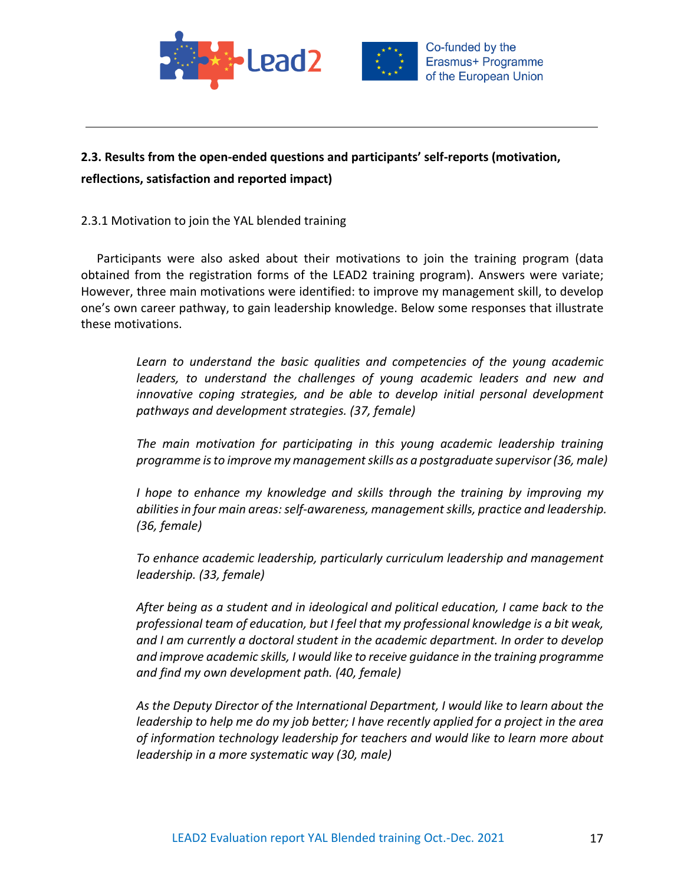## 2.3. Results from the open-ended questions and participants' self-reports (motivation, reflections, satisfaction and reported impact)

2.3.1 Motivation to join the YAL blended training

Participants were also asked about their motivations to join the training program (data obtained from the registration forms of the LEAD2 training program). Answers were variate; However, three main motivations were identified: to improve my management skill, to develop one's own career pathway, to gain leadership knowledge. Below some responses that illustrate these motivations.

> *Learn to understand the basic qualities and competencies of the young academic leaders, to understand the challenges of young academic leaders and new and innovative coping strategies, and be able to develop initial personal development pathways and development strategies. (37, female)*
>
> *The main motivation for participating in this young academic leadership training programme is to improve my management skills as a postgraduate supervisor (36, male)*
>
> *I hope to enhance my knowledge and skills through the training by improving my abilities in four main areas: self-awareness, management skills, practice and leadership. (36, female)*
>
> *To enhance academic leadership, particularly curriculum leadership and management leadership. (33, female)*
>
> *After being as a student and in ideological and political education, I came back to the professional team of education, but I feel that my professional knowledge is a bit weak, and I am currently a doctoral student in the academic department. In order to develop and improve academic skills, I would like to receive guidance in the training programme and find my own development path. (40, female)*
>
> *As the Deputy Director of the International Department, I would like to learn about the leadership to help me do my job better; I have recently applied for a project in the area of information technology leadership for teachers and would like to learn more about leadership in a more systematic way (30, male)*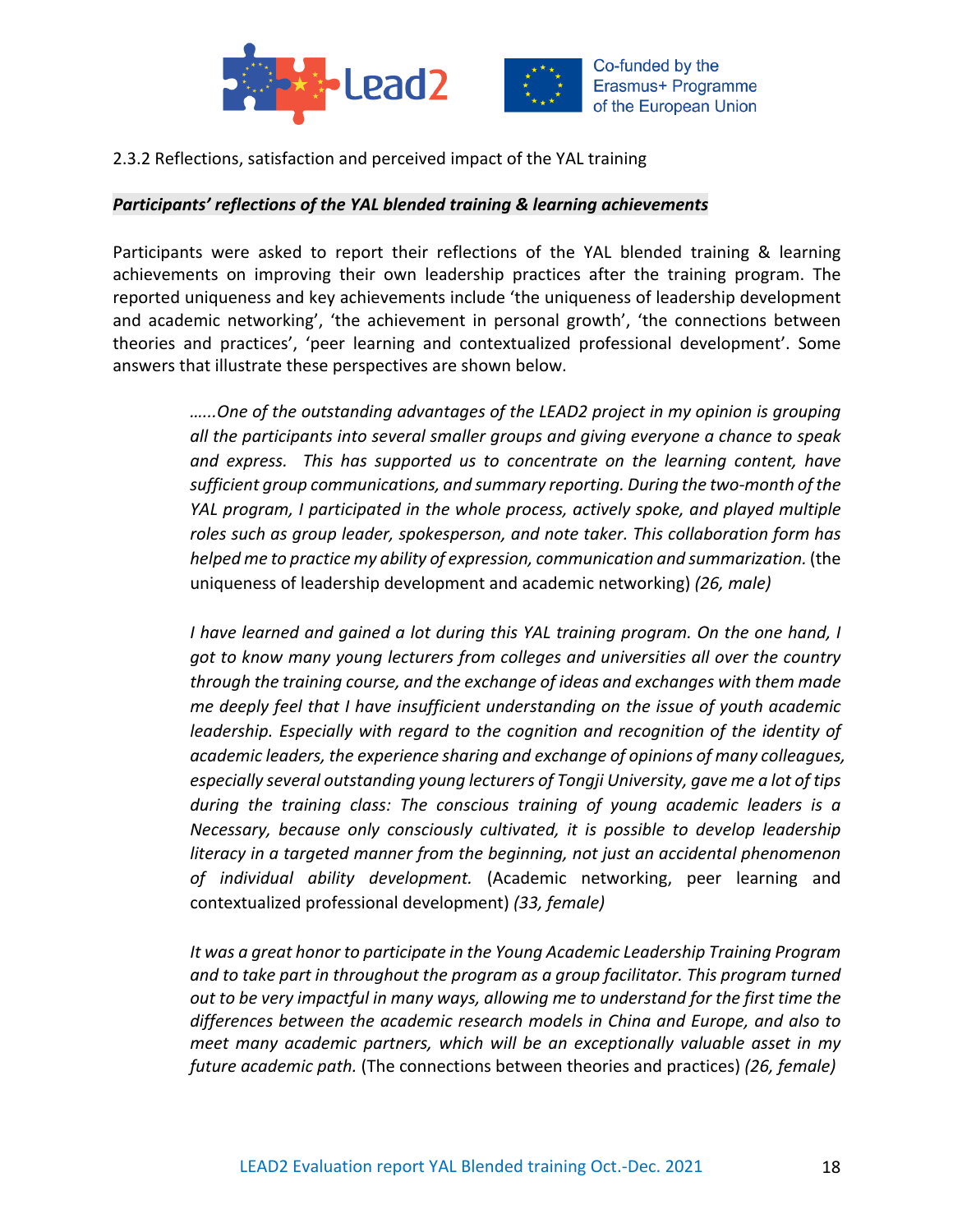2.3.2 Reflections, satisfaction and perceived impact of the YAL training

***Participants' reflections of the YAL blended training & learning achievements***

Participants were asked to report their reflections of the YAL blended training & learning achievements on improving their own leadership practices after the training program. The reported uniqueness and key achievements include 'the uniqueness of leadership development and academic networking', 'the achievement in personal growth', 'the connections between theories and practices', 'peer learning and contextualized professional development'. Some answers that illustrate these perspectives are shown below.

> *......One of the outstanding advantages of the LEAD2 project in my opinion is grouping all the participants into several smaller groups and giving everyone a chance to speak and express. This has supported us to concentrate on the learning content, have sufficient group communications, and summary reporting. During the two-month of the YAL program, I participated in the whole process, actively spoke, and played multiple roles such as group leader, spokesperson, and note taker. This collaboration form has helped me to practice my ability of expression, communication and summarization.* (the uniqueness of leadership development and academic networking) *(26, male)*

> *I have learned and gained a lot during this YAL training program. On the one hand, I got to know many young lecturers from colleges and universities all over the country through the training course, and the exchange of ideas and exchanges with them made me deeply feel that I have insufficient understanding on the issue of youth academic leadership. Especially with regard to the cognition and recognition of the identity of academic leaders, the experience sharing and exchange of opinions of many colleagues, especially several outstanding young lecturers of Tongji University, gave me a lot of tips during the training class: The conscious training of young academic leaders is a Necessary, because only consciously cultivated, it is possible to develop leadership literacy in a targeted manner from the beginning, not just an accidental phenomenon of individual ability development.* (Academic networking, peer learning and contextualized professional development) *(33, female)*

> *It was a great honor to participate in the Young Academic Leadership Training Program and to take part in throughout the program as a group facilitator. This program turned out to be very impactful in many ways, allowing me to understand for the first time the differences between the academic research models in China and Europe, and also to meet many academic partners, which will be an exceptionally valuable asset in my future academic path.* (The connections between theories and practices) *(26, female)*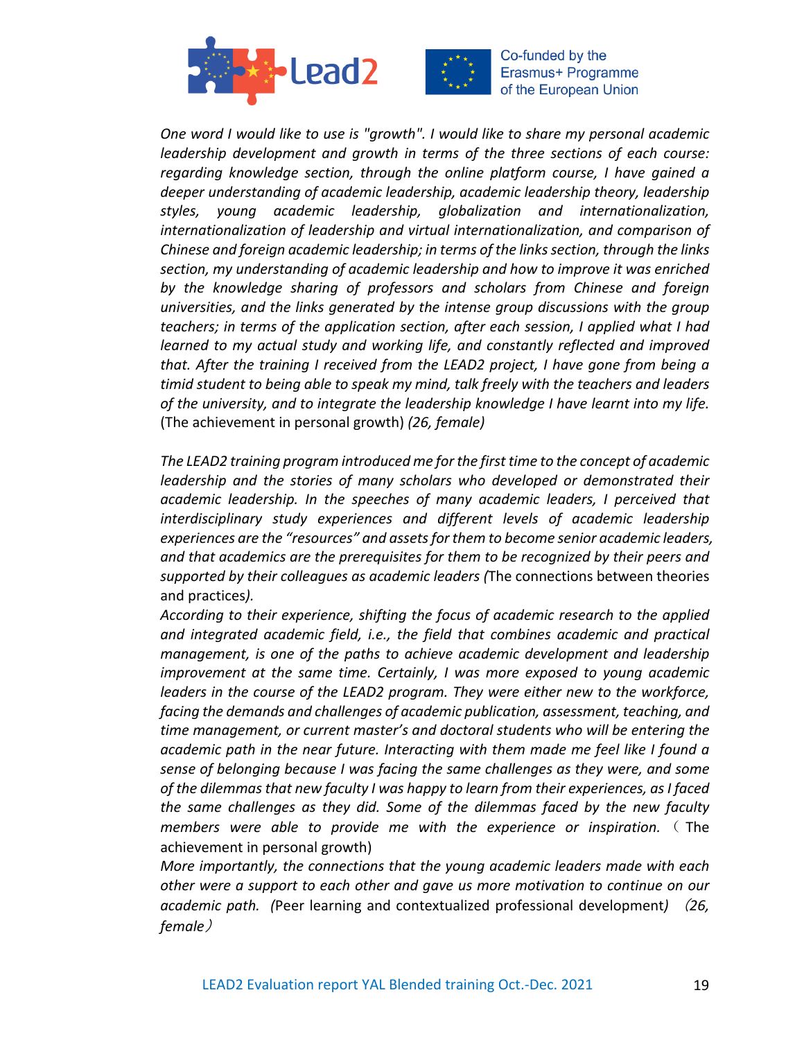*One word I would like to use is "growth". I would like to share my personal academic leadership development and growth in terms of the three sections of each course: regarding knowledge section, through the online platform course, I have gained a deeper understanding of academic leadership, academic leadership theory, leadership styles, young academic leadership, globalization and internationalization, internationalization of leadership and virtual internationalization, and comparison of Chinese and foreign academic leadership; in terms of the links section, through the links section, my understanding of academic leadership and how to improve it was enriched by the knowledge sharing of professors and scholars from Chinese and foreign universities, and the links generated by the intense group discussions with the group teachers; in terms of the application section, after each session, I applied what I had learned to my actual study and working life, and constantly reflected and improved that. After the training I received from the LEAD2 project, I have gone from being a timid student to being able to speak my mind, talk freely with the teachers and leaders of the university, and to integrate the leadership knowledge I have learnt into my life.* (The achievement in personal growth) *(26, female)*

*The LEAD2 training program introduced me for the first time to the concept of academic leadership and the stories of many scholars who developed or demonstrated their academic leadership. In the speeches of many academic leaders, I perceived that interdisciplinary study experiences and different levels of academic leadership experiences are the "resources" and assets for them to become senior academic leaders, and that academics are the prerequisites for them to be recognized by their peers and supported by their colleagues as academic leaders (*The connections between theories and practices*).*

*According to their experience, shifting the focus of academic research to the applied and integrated academic field, i.e., the field that combines academic and practical management, is one of the paths to achieve academic development and leadership improvement at the same time. Certainly, I was more exposed to young academic leaders in the course of the LEAD2 program. They were either new to the workforce, facing the demands and challenges of academic publication, assessment, teaching, and time management, or current master's and doctoral students who will be entering the academic path in the near future. Interacting with them made me feel like I found a sense of belonging because I was facing the same challenges as they were, and some of the dilemmas that new faculty I was happy to learn from their experiences, as I faced the same challenges as they did. Some of the dilemmas faced by the new faculty members were able to provide me with the experience or inspiration.* （The achievement in personal growth)

*More importantly, the connections that the young academic leaders made with each other were a support to each other and gave us more motivation to continue on our academic path. (*Peer learning and contextualized professional development*) （26, female）*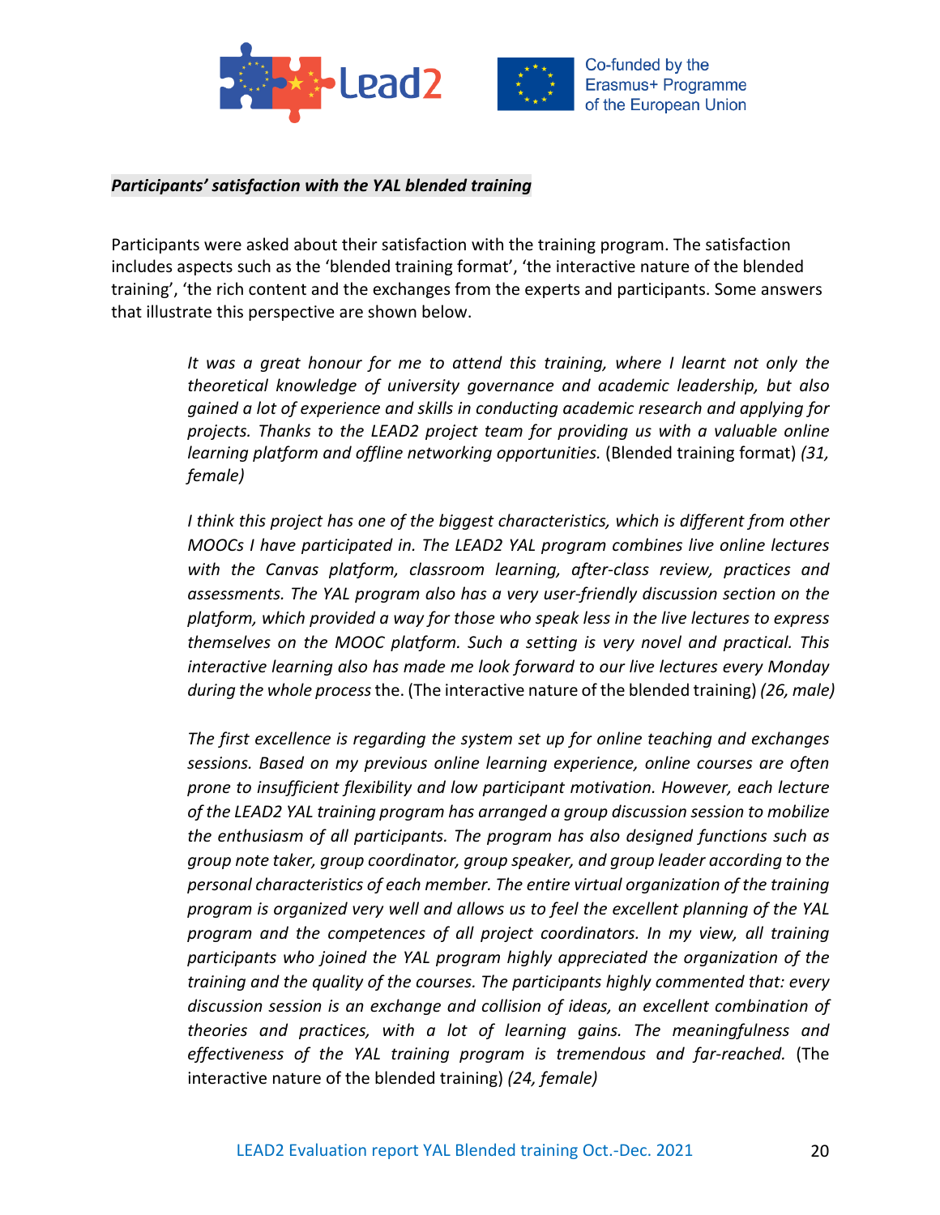***Participants' satisfaction with the YAL blended training***

Participants were asked about their satisfaction with the training program. The satisfaction includes aspects such as the 'blended training format', 'the interactive nature of the blended training', 'the rich content and the exchanges from the experts and participants. Some answers that illustrate this perspective are shown below.

> *It was a great honour for me to attend this training, where I learnt not only the theoretical knowledge of university governance and academic leadership, but also gained a lot of experience and skills in conducting academic research and applying for projects. Thanks to the LEAD2 project team for providing us with a valuable online learning platform and offline networking opportunities.* (Blended training format) *(31, female)*

> *I think this project has one of the biggest characteristics, which is different from other MOOCs I have participated in. The LEAD2 YAL program combines live online lectures with the Canvas platform, classroom learning, after-class review, practices and assessments. The YAL program also has a very user-friendly discussion section on the platform, which provided a way for those who speak less in the live lectures to express themselves on the MOOC platform. Such a setting is very novel and practical. This interactive learning also has made me look forward to our live lectures every Monday during the whole process* the. (The interactive nature of the blended training) *(26, male)*

> *The first excellence is regarding the system set up for online teaching and exchanges sessions. Based on my previous online learning experience, online courses are often prone to insufficient flexibility and low participant motivation. However, each lecture of the LEAD2 YAL training program has arranged a group discussion session to mobilize the enthusiasm of all participants. The program has also designed functions such as group note taker, group coordinator, group speaker, and group leader according to the personal characteristics of each member. The entire virtual organization of the training program is organized very well and allows us to feel the excellent planning of the YAL program and the competences of all project coordinators. In my view, all training participants who joined the YAL program highly appreciated the organization of the training and the quality of the courses. The participants highly commented that: every discussion session is an exchange and collision of ideas, an excellent combination of theories and practices, with a lot of learning gains. The meaningfulness and effectiveness of the YAL training program is tremendous and far-reached.* (The interactive nature of the blended training) *(24, female)*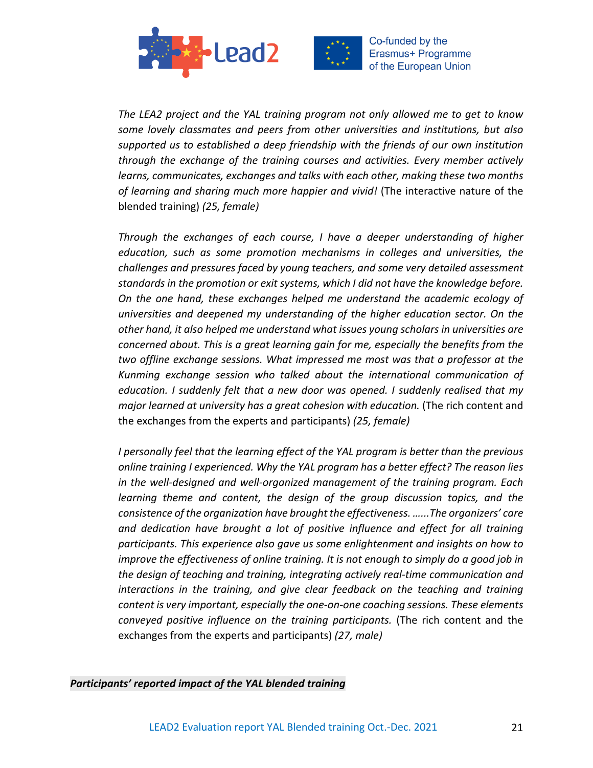*The LEA2 project and the YAL training program not only allowed me to get to know some lovely classmates and peers from other universities and institutions, but also supported us to established a deep friendship with the friends of our own institution through the exchange of the training courses and activities. Every member actively learns, communicates, exchanges and talks with each other, making these two months of learning and sharing much more happier and vivid!* (The interactive nature of the blended training) *(25, female)*

*Through the exchanges of each course, I have a deeper understanding of higher education, such as some promotion mechanisms in colleges and universities, the challenges and pressures faced by young teachers, and some very detailed assessment standards in the promotion or exit systems, which I did not have the knowledge before. On the one hand, these exchanges helped me understand the academic ecology of universities and deepened my understanding of the higher education sector. On the other hand, it also helped me understand what issues young scholars in universities are concerned about. This is a great learning gain for me, especially the benefits from the two offline exchange sessions. What impressed me most was that a professor at the Kunming exchange session who talked about the international communication of education. I suddenly felt that a new door was opened. I suddenly realised that my major learned at university has a great cohesion with education.* (The rich content and the exchanges from the experts and participants) *(25, female)*

*I personally feel that the learning effect of the YAL program is better than the previous online training I experienced. Why the YAL program has a better effect? The reason lies in the well-designed and well-organized management of the training program. Each learning theme and content, the design of the group discussion topics, and the consistence of the organization have brought the effectiveness. ……The organizers' care and dedication have brought a lot of positive influence and effect for all training participants. This experience also gave us some enlightenment and insights on how to improve the effectiveness of online training. It is not enough to simply do a good job in the design of teaching and training, integrating actively real-time communication and interactions in the training, and give clear feedback on the teaching and training content is very important, especially the one-on-one coaching sessions. These elements conveyed positive influence on the training participants.* (The rich content and the exchanges from the experts and participants) *(27, male)*

***Participants' reported impact of the YAL blended training***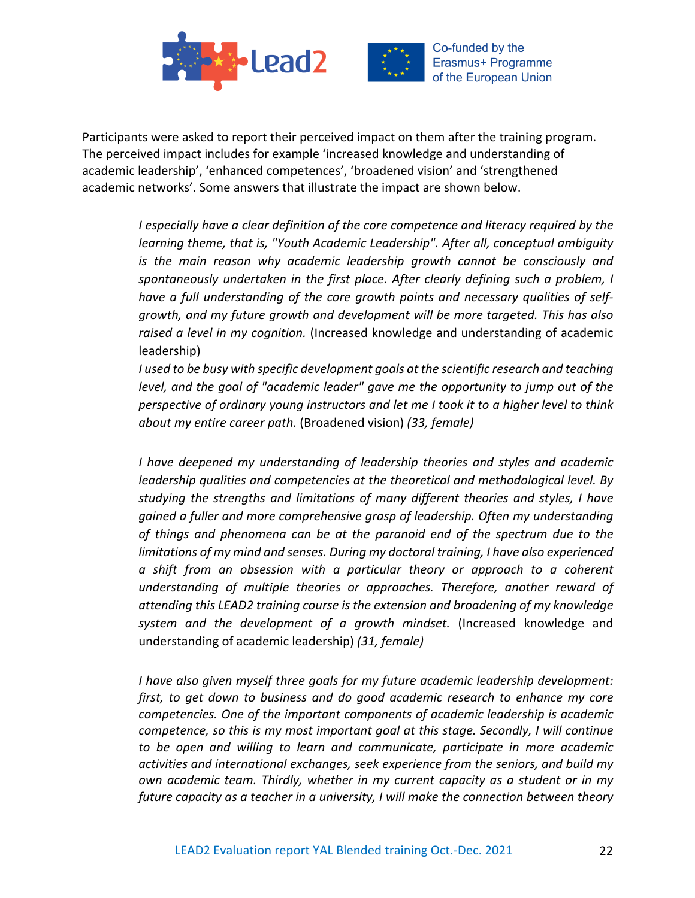Participants were asked to report their perceived impact on them after the training program. The perceived impact includes for example 'increased knowledge and understanding of academic leadership', 'enhanced competences', 'broadened vision' and 'strengthened academic networks'. Some answers that illustrate the impact are shown below.

> *I especially have a clear definition of the core competence and literacy required by the learning theme, that is, "Youth Academic Leadership". After all, conceptual ambiguity is the main reason why academic leadership growth cannot be consciously and spontaneously undertaken in the first place. After clearly defining such a problem, I have a full understanding of the core growth points and necessary qualities of self-growth, and my future growth and development will be more targeted. This has also raised a level in my cognition.* (Increased knowledge and understanding of academic leadership)
> *I used to be busy with specific development goals at the scientific research and teaching level, and the goal of "academic leader" gave me the opportunity to jump out of the perspective of ordinary young instructors and let me I took it to a higher level to think about my entire career path.* (Broadened vision) *(33, female)*

> *I have deepened my understanding of leadership theories and styles and academic leadership qualities and competencies at the theoretical and methodological level. By studying the strengths and limitations of many different theories and styles, I have gained a fuller and more comprehensive grasp of leadership. Often my understanding of things and phenomena can be at the paranoid end of the spectrum due to the limitations of my mind and senses. During my doctoral training, I have also experienced a shift from an obsession with a particular theory or approach to a coherent understanding of multiple theories or approaches. Therefore, another reward of attending this LEAD2 training course is the extension and broadening of my knowledge system and the development of a growth mindset.* (Increased knowledge and understanding of academic leadership) *(31, female)*

> *I have also given myself three goals for my future academic leadership development: first, to get down to business and do good academic research to enhance my core competencies. One of the important components of academic leadership is academic competence, so this is my most important goal at this stage. Secondly, I will continue to be open and willing to learn and communicate, participate in more academic activities and international exchanges, seek experience from the seniors, and build my own academic team. Thirdly, whether in my current capacity as a student or in my future capacity as a teacher in a university, I will make the connection between theory*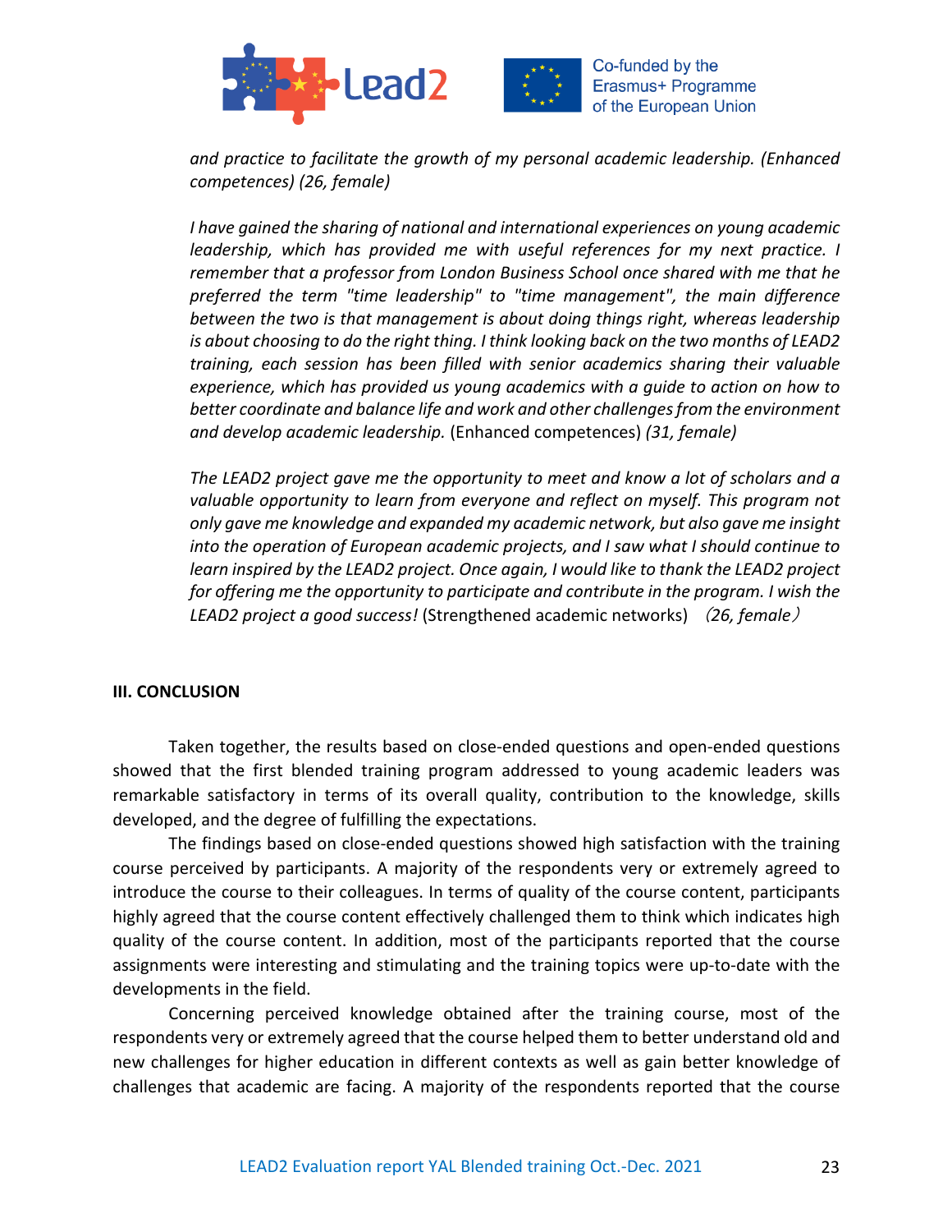*and practice to facilitate the growth of my personal academic leadership. (Enhanced competences) (26, female)*

*I have gained the sharing of national and international experiences on young academic leadership, which has provided me with useful references for my next practice. I remember that a professor from London Business School once shared with me that he preferred the term "time leadership" to "time management", the main difference between the two is that management is about doing things right, whereas leadership is about choosing to do the right thing. I think looking back on the two months of LEAD2 training, each session has been filled with senior academics sharing their valuable experience, which has provided us young academics with a guide to action on how to better coordinate and balance life and work and other challenges from the environment and develop academic leadership.* (Enhanced competences) *(31, female)*

*The LEAD2 project gave me the opportunity to meet and know a lot of scholars and a valuable opportunity to learn from everyone and reflect on myself. This program not only gave me knowledge and expanded my academic network, but also gave me insight into the operation of European academic projects, and I saw what I should continue to learn inspired by the LEAD2 project. Once again, I would like to thank the LEAD2 project for offering me the opportunity to participate and contribute in the program. I wish the LEAD2 project a good success!* (Strengthened academic networks) *（26, female）*

## III. CONCLUSION

Taken together, the results based on close-ended questions and open-ended questions showed that the first blended training program addressed to young academic leaders was remarkable satisfactory in terms of its overall quality, contribution to the knowledge, skills developed, and the degree of fulfilling the expectations.

The findings based on close-ended questions showed high satisfaction with the training course perceived by participants. A majority of the respondents very or extremely agreed to introduce the course to their colleagues. In terms of quality of the course content, participants highly agreed that the course content effectively challenged them to think which indicates high quality of the course content. In addition, most of the participants reported that the course assignments were interesting and stimulating and the training topics were up-to-date with the developments in the field.

Concerning perceived knowledge obtained after the training course, most of the respondents very or extremely agreed that the course helped them to better understand old and new challenges for higher education in different contexts as well as gain better knowledge of challenges that academic are facing. A majority of the respondents reported that the course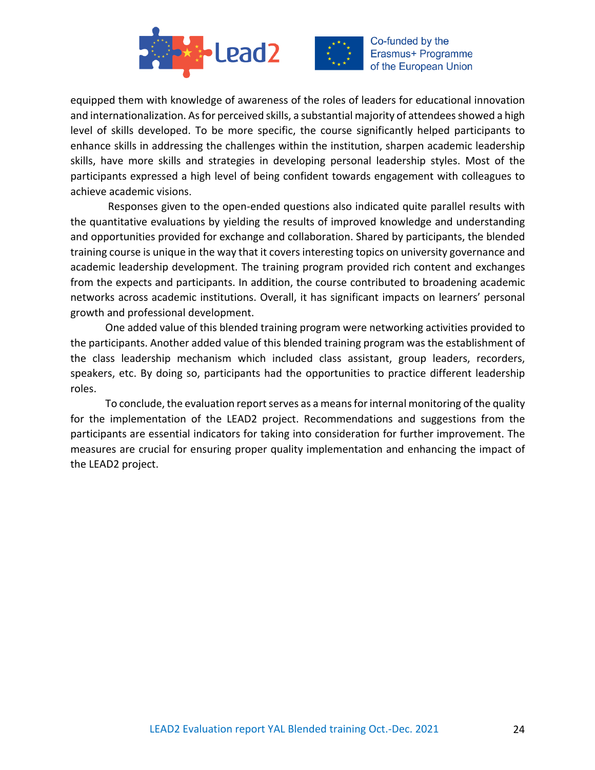equipped them with knowledge of awareness of the roles of leaders for educational innovation and internationalization. As for perceived skills, a substantial majority of attendees showed a high level of skills developed. To be more specific, the course significantly helped participants to enhance skills in addressing the challenges within the institution, sharpen academic leadership skills, have more skills and strategies in developing personal leadership styles. Most of the participants expressed a high level of being confident towards engagement with colleagues to achieve academic visions.

Responses given to the open-ended questions also indicated quite parallel results with the quantitative evaluations by yielding the results of improved knowledge and understanding and opportunities provided for exchange and collaboration. Shared by participants, the blended training course is unique in the way that it covers interesting topics on university governance and academic leadership development. The training program provided rich content and exchanges from the expects and participants. In addition, the course contributed to broadening academic networks across academic institutions. Overall, it has significant impacts on learners' personal growth and professional development.

One added value of this blended training program were networking activities provided to the participants. Another added value of this blended training program was the establishment of the class leadership mechanism which included class assistant, group leaders, recorders, speakers, etc. By doing so, participants had the opportunities to practice different leadership roles.

To conclude, the evaluation report serves as a means for internal monitoring of the quality for the implementation of the LEAD2 project. Recommendations and suggestions from the participants are essential indicators for taking into consideration for further improvement. The measures are crucial for ensuring proper quality implementation and enhancing the impact of the LEAD2 project.